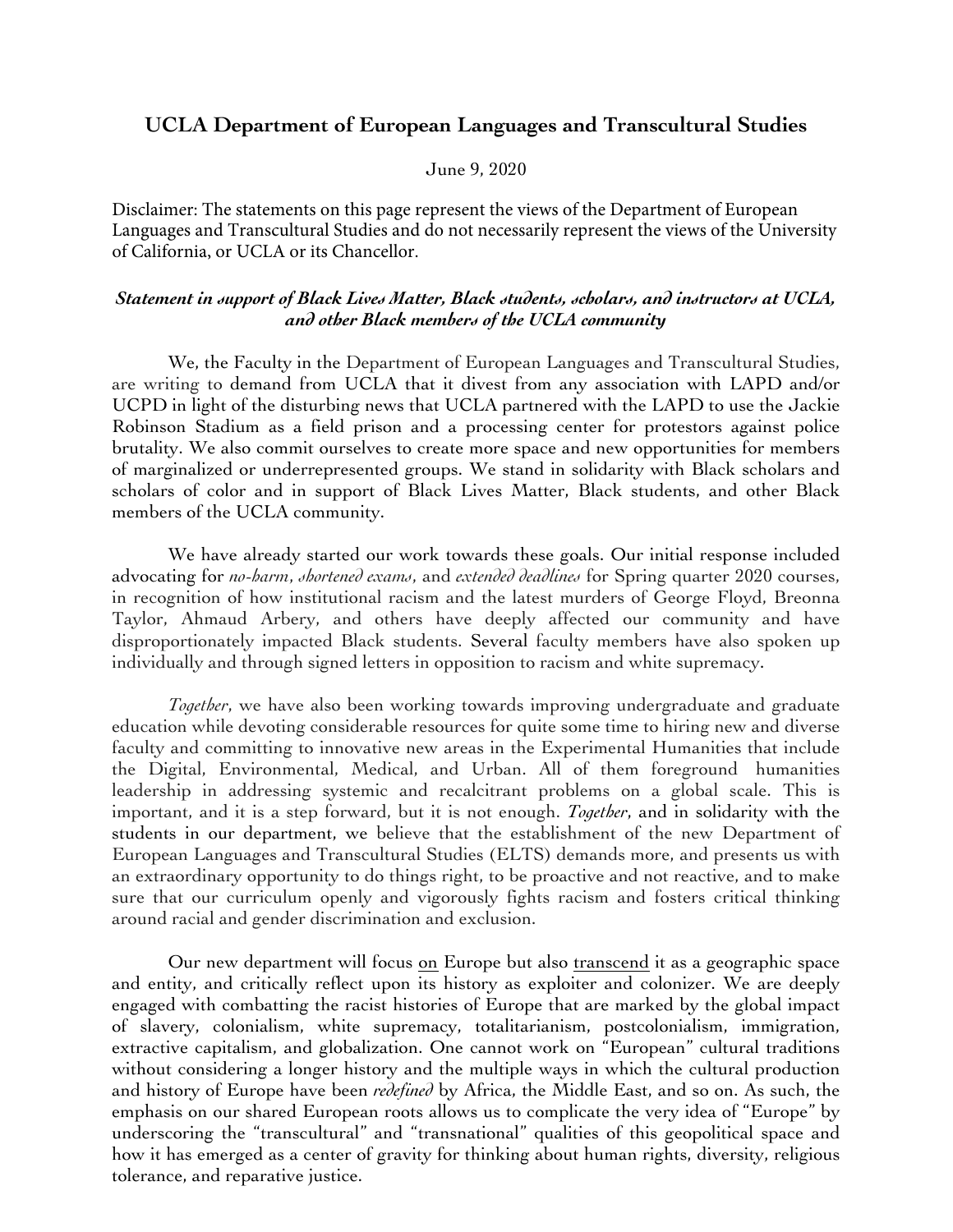# UCLA Department of European Languages and Transcultural Studies

June 9, 2020

Disclaimer: The statements on this page represent the views of the Department of European Languages and Transcultural Studies and do not necessarily represent the views of the University of California, or UCLA or its Chancellor.

## *Statement in support of Black Lives Matter, Black students, scholars, and instructors at UCLA, and other Black members of the UCLA community*

We, the Faculty in the Department of European Languages and Transcultural Studies, are writing to demand from UCLA that it divest from any association with LAPD and/or UCPD in light of the disturbing news that UCLA partnered with the LAPD to use the Jackie Robinson Stadium as a field prison and a processing center for protestors against police brutality. We also commit ourselves to create more space and new opportunities for members of marginalized or underrepresented groups. We stand in solidarity with Black scholars and scholars of color and in support of Black Lives Matter, Black students, and other Black members of the UCLA community.

We have already started our work towards these goals. Our initial response included advocating for *no-harm*, *shortened exams*, and *extended deadlines* for Spring quarter 2020 courses, in recognition of how institutional racism and the latest murders of George Floyd, Breonna Taylor, Ahmaud Arbery, and others have deeply affected our community and have disproportionately impacted Black students. Several faculty members have also spoken up individually and through signed letters in opposition to racism and white supremacy.

*Together*, we have also been working towards improving undergraduate and graduate education while devoting considerable resources for quite some time to hiring new and diverse faculty and committing to innovative new areas in the Experimental Humanities that include the Digital, Environmental, Medical, and Urban. All of them foreground humanities leadership in addressing systemic and recalcitrant problems on a global scale. This is important, and it is a step forward, but it is not enough. *Together*, and in solidarity with the students in our department, we believe that the establishment of the new Department of European Languages and Transcultural Studies (ELTS) demands more, and presents us with an extraordinary opportunity to do things right, to be proactive and not reactive, and to make sure that our curriculum openly and vigorously fights racism and fosters critical thinking around racial and gender discrimination and exclusion.

Our new department will focus <u>on</u> Europe but also <u>transcend</u> it as a geographic space and entity, and critically reflect upon its history as exploiter and colonizer. We are deeply engaged with combatting the racist histories of Europe that are marked by the global impact of slavery, colonialism, white supremacy, totalitarianism, postcolonialism, immigration, extractive capitalism, and globalization. One cannot work on "European" cultural traditions without considering a longer history and the multiple ways in which the cultural production and history of Europe have been *redefined* by Africa, the Middle East, and so on. As such, the emphasis on our shared European roots allows us to complicate the very idea of "Europe" by underscoring the "transcultural" and "transnational" qualities of this geopolitical space and how it has emerged as a center of gravity for thinking about human rights, diversity, religious tolerance, and reparative justice.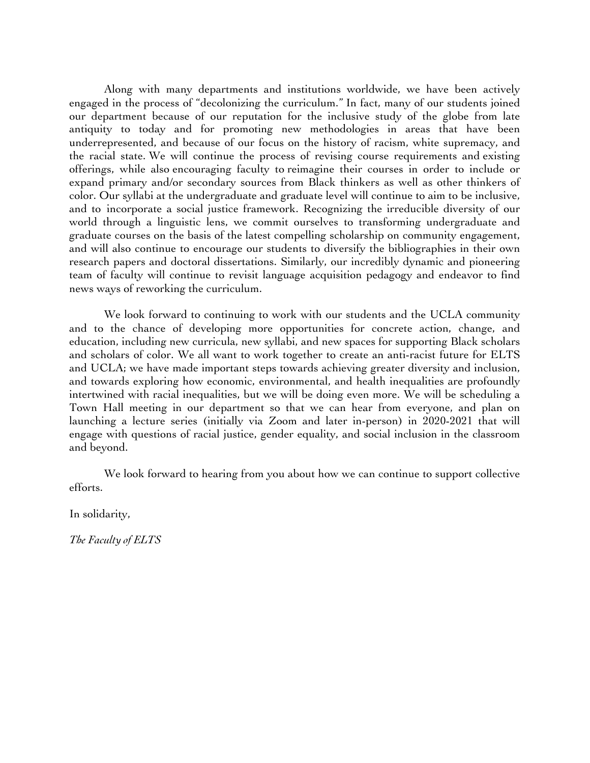Along with many departments and institutions worldwide, we have been actively engaged in the process of "decolonizing the curriculum." In fact, many of our students joined our department because of our reputation for the inclusive study of the globe from late antiquity to today and for promoting new methodologies in areas that have been underrepresented, and because of our focus on the history of racism, white supremacy, and the racial state. We will continue the process of revising course requirements and existing offerings, while also encouraging faculty to reimagine their courses in order to include or expand primary and/or secondary sources from Black thinkers as well as other thinkers of color. Our syllabi at the undergraduate and graduate level will continue to aim to be inclusive, and to incorporate a social justice framework. Recognizing the irreducible diversity of our world through a linguistic lens, we commit ourselves to transforming undergraduate and graduate courses on the basis of the latest compelling scholarship on community engagement, and will also continue to encourage our students to diversify the bibliographies in their own research papers and doctoral dissertations. Similarly, our incredibly dynamic and pioneering team of faculty will continue to revisit language acquisition pedagogy and endeavor to find news ways of reworking the curriculum.

We look forward to continuing to work with our students and the UCLA community and to the chance of developing more opportunities for concrete action, change, and education, including new curricula, new syllabi, and new spaces for supporting Black scholars and scholars of color. We all want to work together to create an anti-racist future for ELTS and UCLA; we have made important steps towards achieving greater diversity and inclusion, and towards exploring how economic, environmental, and health inequalities are profoundly intertwined with racial inequalities, but we will be doing even more. We will be scheduling a Town Hall meeting in our department so that we can hear from everyone, and plan on launching a lecture series (initially via Zoom and later in-person) in 2020-2021 that will engage with questions of racial justice, gender equality, and social inclusion in the classroom and beyond.

We look forward to hearing from you about how we can continue to support collective efforts.

In solidarity,

*The Faculty of ELTS*